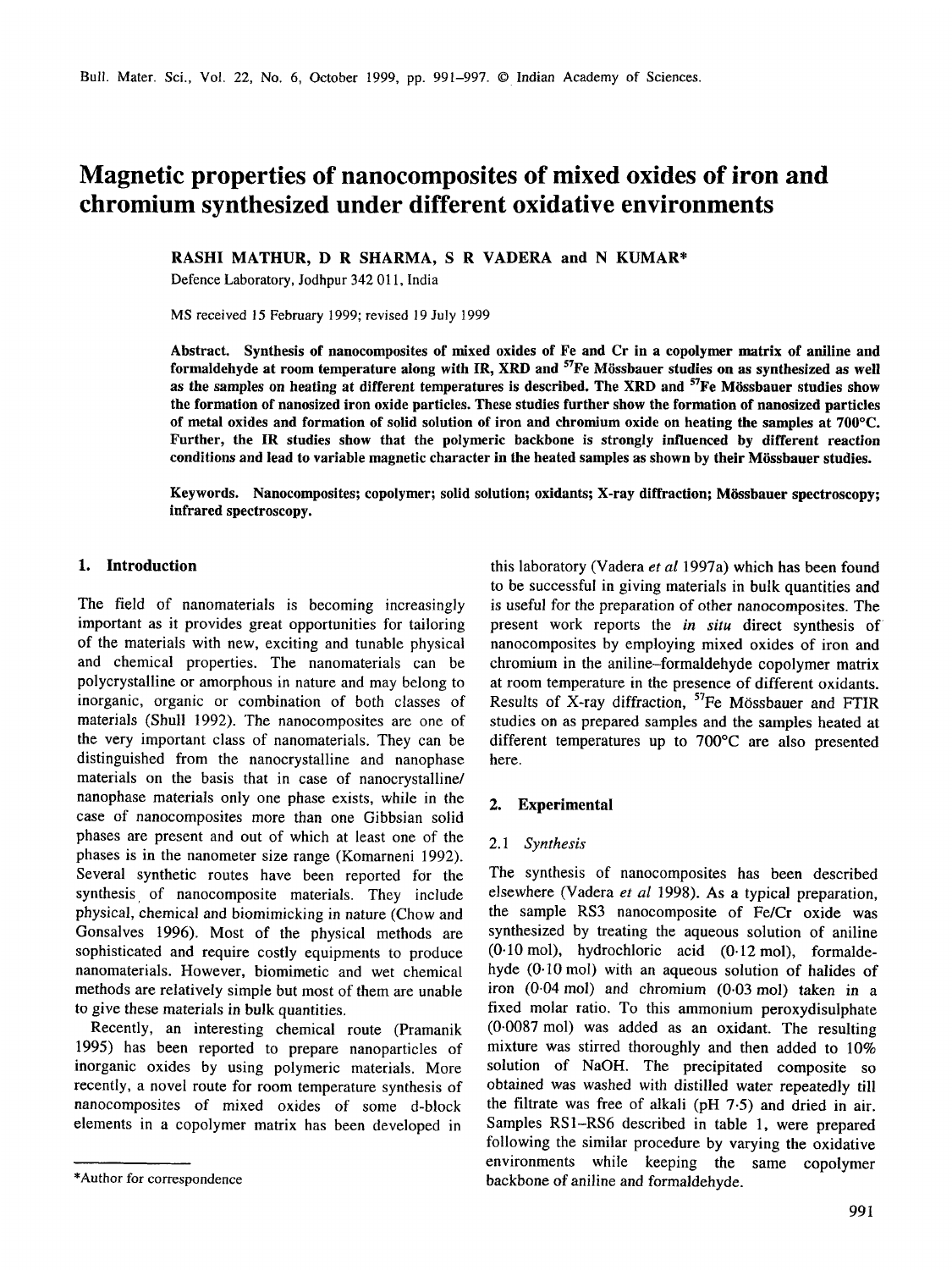# Magnetic properties of nanocomposites of mixed oxides of iron and chromium synthesized under different oxidative environments

**RASHI MATHUR, D R SHARMA, S R VADERA and N KUMAR***

Defence Laboratory, Jodhpur 342 011, India

MS received 15 February 1999; revised 19 July 1999

**Abstract.** Synthesis of nanocomposites of mixed oxides of Fe and Cr in a copolymer matrix of aniline and formaldehyde at room temperature along with IR, XRD and $^{57}$Fe Mössbauer studies on as synthesized as well as the samples on heating at different temperatures is described. The XRD and $^{57}$Fe Mössbauer studies show the formation of nanosized iron oxide particles. These studies further show the formation of nanosized particles of metal oxides and formation of solid solution of iron and chromium oxide on heating the samples at 700°C. Further, the IR studies show that the polymeric backbone is strongly influenced by different reaction conditions and lead to variable magnetic character in the heated samples as shown by their Mössbauer studies.

**Keywords.** Nanocomposites; copolymer; solid solution; oxidants; X-ray diffraction; Mössbauer spectroscopy; infrared spectroscopy.

## 1. Introduction

The field of nanomaterials is becoming increasingly important as it provides great opportunities for tailoring of the materials with new, exciting and tunable physical and chemical properties. The nanomaterials can be polycrystalline or amorphous in nature and may belong to inorganic, organic or combination of both classes of materials (Shull 1992). The nanocomposites are one of the very important class of nanomaterials. They can be distinguished from the nanocrystalline and nanophase materials on the basis that in case of nanocrystalline/nanophase materials only one phase exists, while in the case of nanocomposites more than one Gibbsian solid phases are present and out of which at least one of the phases is in the nanometer size range (Komarneni 1992). Several synthetic routes have been reported for the synthesis of nanocomposite materials. They include physical, chemical and biomimicking in nature (Chow and Gonsalves 1996). Most of the physical methods are sophisticated and require costly equipments to produce nanomaterials. However, biomimetic and wet chemical methods are relatively simple but most of them are unable to give these materials in bulk quantities.

Recently, an interesting chemical route (Pramanik 1995) has been reported to prepare nanoparticles of inorganic oxides by using polymeric materials. More recently, a novel route for room temperature synthesis of nanocomposites of mixed oxides of some d-block elements in a copolymer matrix has been developed in this laboratory (Vadera *et al* 1997a) which has been found to be successful in giving materials in bulk quantities and is useful for the preparation of other nanocomposites. The present work reports the *in situ* direct synthesis of nanocomposites by employing mixed oxides of iron and chromium in the aniline–formaldehyde copolymer matrix at room temperature in the presence of different oxidants. Results of X-ray diffraction, $^{57}$Fe Mössbauer and FTIR studies on as prepared samples and the samples heated at different temperatures up to 700°C are also presented here.

## 2. Experimental

### 2.1 *Synthesis*

The synthesis of nanocomposites has been described elsewhere (Vadera *et al* 1998). As a typical preparation, the sample RS3 nanocomposite of Fe/Cr oxide was synthesized by treating the aqueous solution of aniline (0·10 mol), hydrochloric acid (0·12 mol), formaldehyde (0·10 mol) with an aqueous solution of halides of iron (0·04 mol) and chromium (0·03 mol) taken in a fixed molar ratio. To this ammonium peroxydisulphate (0·0087 mol) was added as an oxidant. The resulting mixture was stirred thoroughly and then added to 10% solution of NaOH. The precipitated composite so obtained was washed with distilled water repeatedly till the filtrate was free of alkali (pH 7·5) and dried in air. Samples RS1–RS6 described in table 1, were prepared following the similar procedure by varying the oxidative environments while keeping the same copolymer backbone of aniline and formaldehyde.

*Author for correspondence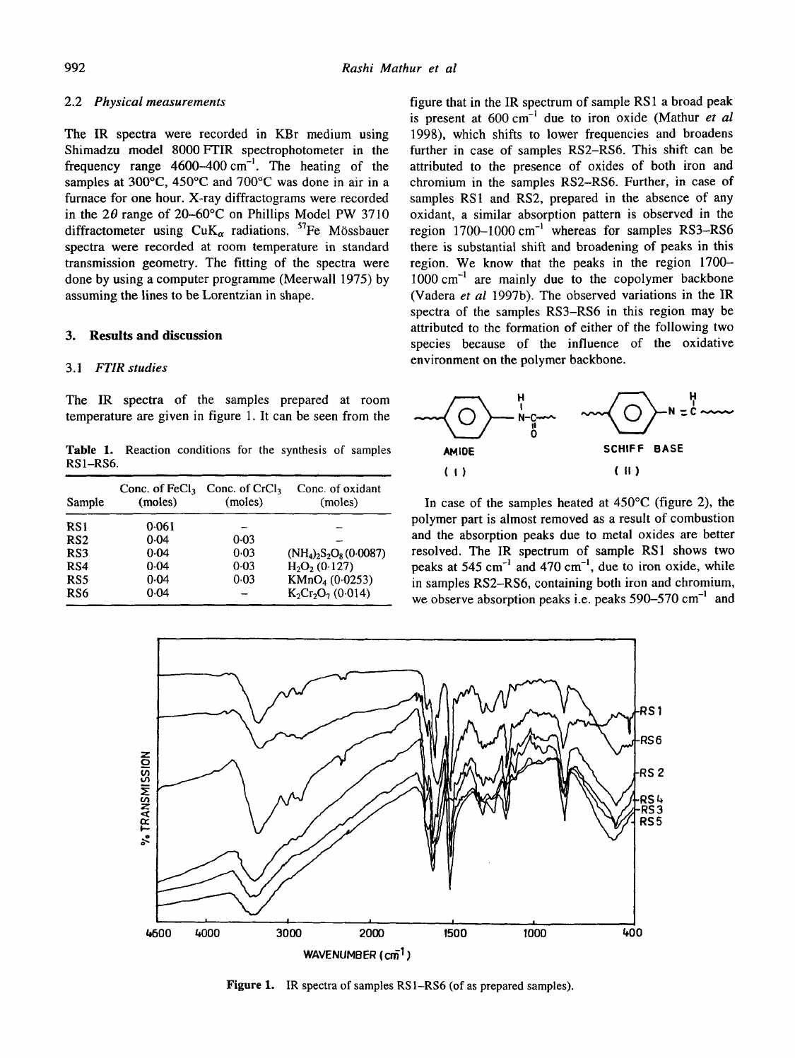### 2.2 *Physical measurements*

The IR spectra were recorded in KBr medium using Shimadzu model 8000 FTIR spectrophotometer in the frequency range 4600–400 $cm^{-1}$. The heating of the samples at 300°C, 450°C and 700°C was done in air in a furnace for one hour. X-ray diffractograms were recorded in the $2\theta$ range of 20–60°C on Phillips Model PW 3710 diffractometer using $CuK_{\alpha}$ radiations. $^{57}Fe$ Mössbauer spectra were recorded at room temperature in standard transmission geometry. The fitting of the spectra were done by using a computer programme (Meerwall 1975) by assuming the lines to be Lorentzian in shape.

## 3. Results and discussion

### 3.1 *FTIR studies*

The IR spectra of the samples prepared at room temperature are given in figure 1. It can be seen from the figure that in the IR spectrum of sample RS1 a broad peak is present at 600 $cm^{-1}$ due to iron oxide (Mathur *et al* 1998), which shifts to lower frequencies and broadens further in case of samples RS2–RS6. This shift can be attributed to the presence of oxides of both iron and chromium in the samples RS2–RS6. Further, in case of samples RS1 and RS2, prepared in the absence of any oxidant, a similar absorption pattern is observed in the region 1700–1000 $cm^{-1}$ whereas for samples RS3–RS6 there is substantial shift and broadening of peaks in this region. We know that the peaks in the region 1700–1000 $cm^{-1}$ are mainly due to the copolymer backbone (Vadera *et al* 1997b). The observed variations in the IR spectra of the samples RS3–RS6 in this region may be attributed to the formation of either of the following two species because of the influence of the oxidative environment on the polymer backbone.

**Table 1.** Reaction conditions for the synthesis of samples RS1–RS6.

| Sample | Conc. of $FeCl_3$ (moles) | Conc. of $CrCl_3$ (moles) | Conc. of oxidant (moles) |
|---|---|---|---|
| RS1 | 0·061 | – | – |
| RS2 | 0·04 | 0·03 | – |
| RS3 | 0·04 | 0·03 | $(NH_4)_2S_2O_8$ (0·0087) |
| RS4 | 0·04 | 0·03 | $H_2O_2$ (0·127) |
| RS5 | 0·04 | 0·03 | $KMnO_4$ (0·0253) |
| RS6 | 0·04 | – | $K_2Cr_2O_7$ (0·014) |

AMIDE (I) SCHIFF BASE (II)

In case of the samples heated at 450°C (figure 2), the polymer part is almost removed as a result of combustion and the absorption peaks due to metal oxides are better resolved. The IR spectrum of sample RS1 shows two peaks at 545 $cm^{-1}$ and 470 $cm^{-1}$, due to iron oxide, while in samples RS2–RS6, containing both iron and chromium, we observe absorption peaks i.e. peaks 590–570 $cm^{-1}$ and

**Figure 1.** IR spectra of samples RS1–RS6 (of as prepared samples).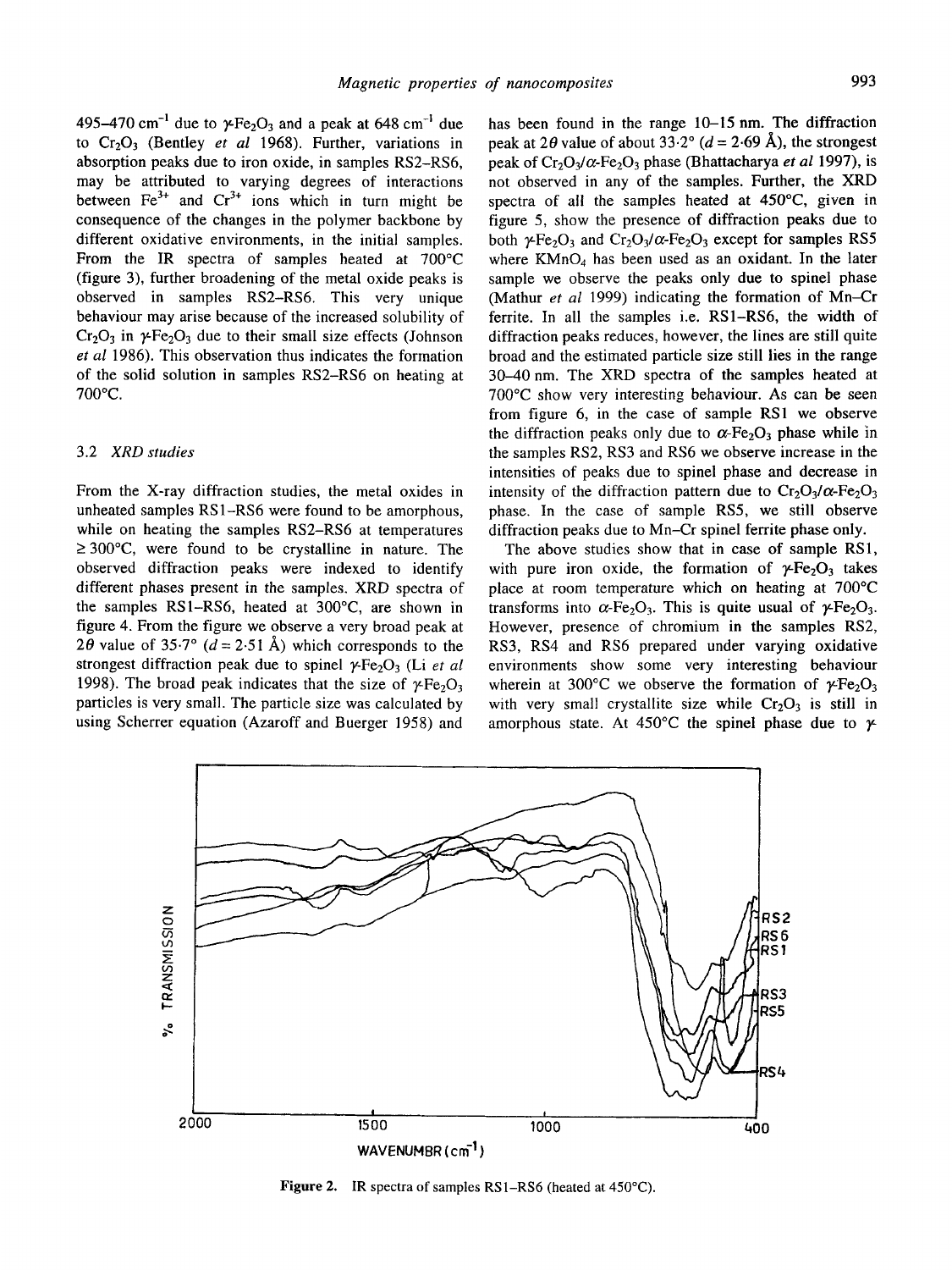495–470 $cm^{-1}$ due to $\gamma$-$Fe_2O_3$ and a peak at 648 $cm^{-1}$ due to $Cr_2O_3$ (Bentley *et al* 1968). Further, variations in absorption peaks due to iron oxide, in samples RS2–RS6, may be attributed to varying degrees of interactions between $Fe^{3+}$ and $Cr^{3+}$ ions which in turn might be consequence of the changes in the polymer backbone by different oxidative environments, in the initial samples. From the IR spectra of samples heated at 700°C (figure 3), further broadening of the metal oxide peaks is observed in samples RS2–RS6. This very unique behaviour may arise because of the increased solubility of $Cr_2O_3$ in $\gamma$-$Fe_2O_3$ due to their small size effects (Johnson *et al* 1986). This observation thus indicates the formation of the solid solution in samples RS2–RS6 on heating at 700°C.

### 3.2 *XRD studies*

From the X-ray diffraction studies, the metal oxides in unheated samples RS1–RS6 were found to be amorphous, while on heating the samples RS2–RS6 at temperatures ≥ 300°C, were found to be crystalline in nature. The observed diffraction peaks were indexed to identify different phases present in the samples. XRD spectra of the samples RS1–RS6, heated at 300°C, are shown in figure 4. From the figure we observe a very broad peak at $2\theta$ value of 35·7° ($d$ = 2·51 Å) which corresponds to the strongest diffraction peak due to spinel $\gamma$-$Fe_2O_3$ (Li *et al* 1998). The broad peak indicates that the size of $\gamma$-$Fe_2O_3$ particles is very small. The particle size was calculated by using Scherrer equation (Azaroff and Buerger 1958) and has been found in the range 10–15 nm. The diffraction peak at $2\theta$ value of about 33·2° ($d$ = 2·69 Å), the strongest peak of $Cr_2O_3$/$\alpha$-$Fe_2O_3$ phase (Bhattacharya *et al* 1997), is not observed in any of the samples. Further, the XRD spectra of all the samples heated at 450°C, given in figure 5, show the presence of diffraction peaks due to both $\gamma$-$Fe_2O_3$ and $Cr_2O_3$/$\alpha$-$Fe_2O_3$ except for samples RS5 where $KMnO_4$ has been used as an oxidant. In the later sample we observe the peaks only due to spinel phase (Mathur *et al* 1999) indicating the formation of Mn–Cr ferrite. In all the samples i.e. RS1–RS6, the width of diffraction peaks reduces, however, the lines are still quite broad and the estimated particle size still lies in the range 30–40 nm. The XRD spectra of the samples heated at 700°C show very interesting behaviour. As can be seen from figure 6, in the case of sample RS1 we observe the diffraction peaks only due to $\alpha$-$Fe_2O_3$ phase while in the samples RS2, RS3 and RS6 we observe increase in the intensities of peaks due to spinel phase and decrease in intensity of the diffraction pattern due to $Cr_2O_3$/$\alpha$-$Fe_2O_3$ phase. In the case of sample RS5, we still observe diffraction peaks due to Mn–Cr spinel ferrite phase only.

The above studies show that in case of sample RS1, with pure iron oxide, the formation of $\gamma$-$Fe_2O_3$ takes place at room temperature which on heating at 700°C transforms into $\alpha$-$Fe_2O_3$. This is quite usual of $\gamma$-$Fe_2O_3$. However, presence of chromium in the samples RS2, RS3, RS4 and RS6 prepared under varying oxidative environments show some very interesting behaviour wherein at 300°C we observe the formation of $\gamma$-$Fe_2O_3$ with very small crystallite size while $Cr_2O_3$ is still in amorphous state. At 450°C the spinel phase due to $\gamma$-

**Figure 2.** IR spectra of samples RS1–RS6 (heated at 450°C).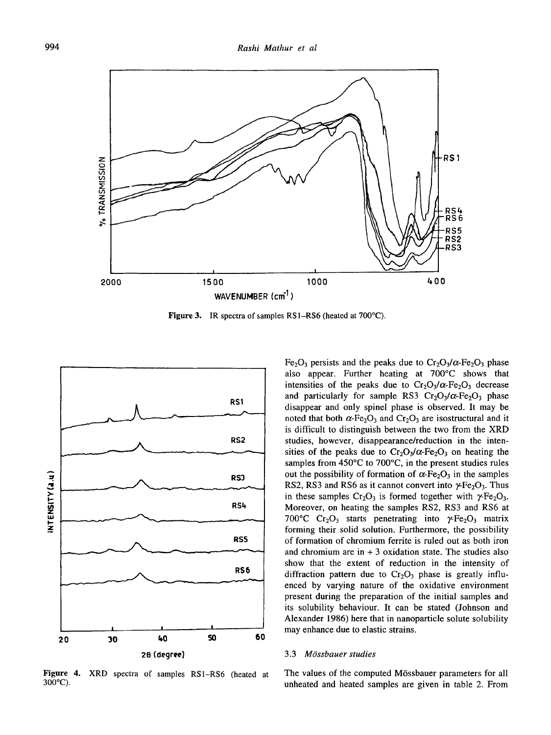Figure 3. IR spectra of samples RS1–RS6 (heated at 700°C).

Figure 4. XRD spectra of samples RS1–RS6 (heated at 300°C).

$Fe_2O_3$ persists and the peaks due to $Cr_2O_3/\alpha$-$Fe_2O_3$ phase also appear. Further heating at 700°C shows that intensities of the peaks due to $Cr_2O_3/\alpha$-$Fe_2O_3$ decrease and particularly for sample RS3 $Cr_2O_3/\alpha$-$Fe_2O_3$ phase disappear and only spinel phase is observed. It may be noted that both $\alpha$-$Fe_2O_3$ and $Cr_2O_3$ are isostructural and it is difficult to distinguish between the two from the XRD studies, however, disappearance/reduction in the intensities of the peaks due to $Cr_2O_3/\alpha$-$Fe_2O_3$ on heating the samples from 450°C to 700°C, in the present studies rules out the possibility of formation of $\alpha$-$Fe_2O_3$ in the samples RS2, RS3 and RS6 as it cannot convert into $\gamma$-$Fe_2O_3$. Thus in these samples $Cr_2O_3$ is formed together with $\gamma$-$Fe_2O_3$. Moreover, on heating the samples RS2, RS3 and RS6 at 700°C $Cr_2O_3$ starts penetrating into $\gamma$-$Fe_2O_3$ matrix forming their solid solution. Furthermore, the possibility of formation of chromium ferrite is ruled out as both iron and chromium are in + 3 oxidation state. The studies also show that the extent of reduction in the intensity of diffraction pattern due to $Cr_2O_3$ phase is greatly influenced by varying nature of the oxidative environment present during the preparation of the initial samples and its solubility behaviour. It can be stated (Johnson and Alexander 1986) here that in nanoparticle solute solubility may enhance due to elastic strains.

### 3.3 *Mössbauer studies*

The values of the computed Mössbauer parameters for all unheated and heated samples are given in table 2. From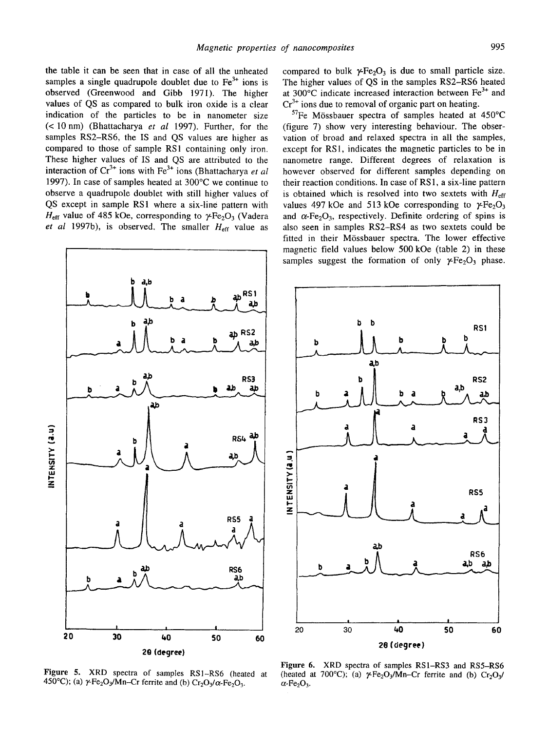the table it can be seen that in case of all the unheated samples a single quadrupole doublet due to $Fe^{3+}$ ions is observed (Greenwood and Gibb 1971). The higher values of QS as compared to bulk iron oxide is a clear indication of the particles to be in nanometer size (< 10 nm) (Bhattacharya *et al* 1997). Further, for the samples RS2–RS6, the IS and QS values are higher as compared to those of sample RS1 containing only iron. These higher values of IS and QS are attributed to the interaction of $Cr^{3+}$ ions with $Fe^{3+}$ ions (Bhattacharya *et al* 1997). In case of samples heated at 300°C we continue to observe a quadrupole doublet with still higher values of QS except in sample RS1 where a six-line pattern with $H_{eff}$ value of 485 kOe, corresponding to $\gamma$-$Fe_2O_3$ (Vadera *et al* 1997b), is observed. The smaller $H_{eff}$ value as compared to bulk $\gamma$-$Fe_2O_3$ is due to small particle size. The higher values of QS in the samples RS2–RS6 heated at 300°C indicate increased interaction between $Fe^{3+}$ and $Cr^{3+}$ ions due to removal of organic part on heating.

$^{57}Fe$ Mössbauer spectra of samples heated at 450°C (figure 7) show very interesting behaviour. The observation of broad and relaxed spectra in all the samples, except for RS1, indicates the magnetic particles to be in nanometre range. Different degrees of relaxation is however observed for different samples depending on their reaction conditions. In case of RS1, a six-line pattern is obtained which is resolved into two sextets with $H_{eff}$ values 497 kOe and 513 kOe corresponding to $\gamma$-$Fe_2O_3$ and $\alpha$-$Fe_2O_3$, respectively. Definite ordering of spins is also seen in samples RS2–RS4 as two sextets could be fitted in their Mössbauer spectra. The lower effective magnetic field values below 500 kOe (table 2) in these samples suggest the formation of only $\gamma$-$Fe_2O_3$ phase.

**Figure 5.** XRD spectra of samples RS1–RS6 (heated at 450°C); (a) $\gamma$-$Fe_2O_3$/Mn–Cr ferrite and (b) $Cr_2O_3$/$\alpha$-$Fe_2O_3$.

**Figure 6.** XRD spectra of samples RS1–RS3 and RS5–RS6 (heated at 700°C); (a) $\gamma$-$Fe_2O_3$/Mn–Cr ferrite and (b) $Cr_2O_3$/$\alpha$-$Fe_2O_3$.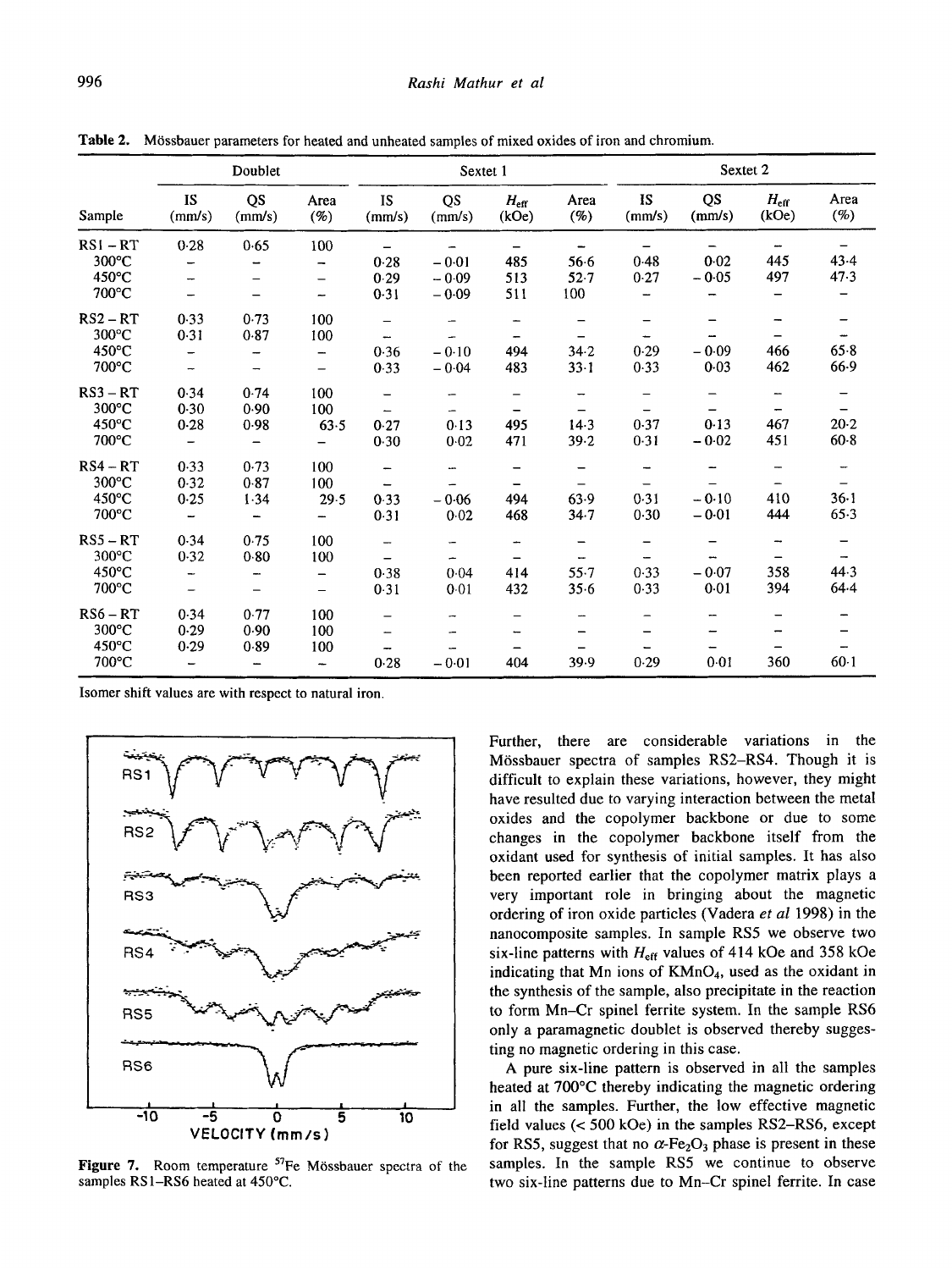**Table 2.** Mössbauer parameters for heated and unheated samples of mixed oxides of iron and chromium.

| | Doublet | | | Sextet 1 | | | | Sextet 2 | | | |
|---|---|---|---|---|---|---|---|---|---|---|---|
| Sample | IS (mm/s) | QS (mm/s) | Area (%) | IS (mm/s) | QS (mm/s) | $H_{eff}$ (kOe) | Area (%) | IS (mm/s) | QS (mm/s) | $H_{eff}$ (kOe) | Area (%) |
| RS1 – RT | 0·28 | 0·65 | 100 | – | – | – | – | – | – | – | – |
| 300°C | – | – | – | 0·28 | – 0·01 | 485 | 56·6 | 0·48 | 0·02 | 445 | 43·4 |
| 450°C | – | – | – | 0·29 | – 0·09 | 513 | 52·7 | 0·27 | – 0·05 | 497 | 47·3 |
| 700°C | – | – | – | 0·31 | – 0·09 | 511 | 100 | – | – | – | – |
| RS2 – RT | 0·33 | 0·73 | 100 | – | – | – | – | – | – | – | – |
| 300°C | 0·31 | 0·87 | 100 | – | – | – | – | – | – | – | – |
| 450°C | – | – | – | 0·36 | – 0·10 | 494 | 34·2 | 0·29 | – 0·09 | 466 | 65·8 |
| 700°C | – | – | – | 0·33 | – 0·04 | 483 | 33·1 | 0·33 | 0·03 | 462 | 66·9 |
| RS3 – RT | 0·34 | 0·74 | 100 | – | – | – | – | – | – | – | – |
| 300°C | 0·30 | 0·90 | 100 | – | – | – | – | – | – | – | – |
| 450°C | 0·28 | 0·98 | 63·5 | 0·27 | 0·13 | 495 | 14·3 | 0·37 | 0·13 | 467 | 20·2 |
| 700°C | – | – | – | 0·30 | 0·02 | 471 | 39·2 | 0·31 | – 0·02 | 451 | 60·8 |
| RS4 – RT | 0·33 | 0·73 | 100 | – | – | – | – | – | – | – | – |
| 300°C | 0·32 | 0·87 | 100 | – | – | – | – | – | – | – | – |
| 450°C | 0·25 | 1·34 | 29·5 | 0·33 | – 0·06 | 494 | 63·9 | 0·31 | – 0·10 | 410 | 36·1 |
| 700°C | – | – | – | 0·31 | 0·02 | 468 | 34·7 | 0·30 | – 0·01 | 444 | 65·3 |
| RS5 – RT | 0·34 | 0·75 | 100 | – | – | – | – | – | – | – | – |
| 300°C | 0·32 | 0·80 | 100 | – | – | – | – | – | – | – | – |
| 450°C | – | – | – | 0·38 | 0·04 | 414 | 55·7 | 0·33 | – 0·07 | 358 | 44·3 |
| 700°C | – | – | – | 0·31 | 0·01 | 432 | 35·6 | 0·33 | 0·01 | 394 | 64·4 |
| RS6 – RT | 0·34 | 0·77 | 100 | – | – | – | – | – | – | – | – |
| 300°C | 0·29 | 0·90 | 100 | – | – | – | – | – | – | – | – |
| 450°C | 0·29 | 0·89 | 100 | – | – | – | – | – | – | – | – |
| 700°C | – | – | – | 0·28 | – 0·01 | 404 | 39·9 | 0·29 | 0·01 | 360 | 60·1 |

Isomer shift values are with respect to natural iron.

**Figure 7.** Room temperature $^{57}Fe$ Mössbauer spectra of the samples RS1–RS6 heated at 450°C.

Further, there are considerable variations in the Mössbauer spectra of samples RS2–RS4. Though it is difficult to explain these variations, however, they might have resulted due to varying interaction between the metal oxides and the copolymer backbone or due to some changes in the copolymer backbone itself from the oxidant used for synthesis of initial samples. It has also been reported earlier that the copolymer matrix plays a very important role in bringing about the magnetic ordering of iron oxide particles (Vadera *et al* 1998) in the nanocomposite samples. In sample RS5 we observe two six-line patterns with $H_{eff}$ values of 414 kOe and 358 kOe indicating that Mn ions of $KMnO_4$, used as the oxidant in the synthesis of the sample, also precipitate in the reaction to form Mn–Cr spinel ferrite system. In the sample RS6 only a paramagnetic doublet is observed thereby suggesting no magnetic ordering in this case.

A pure six-line pattern is observed in all the samples heated at 700°C thereby indicating the magnetic ordering in all the samples. Further, the low effective magnetic field values (< 500 kOe) in the samples RS2–RS6, except for RS5, suggest that no $\alpha$-$Fe_2O_3$ phase is present in these samples. In the sample RS5 we continue to observe two six-line patterns due to Mn–Cr spinel ferrite. In case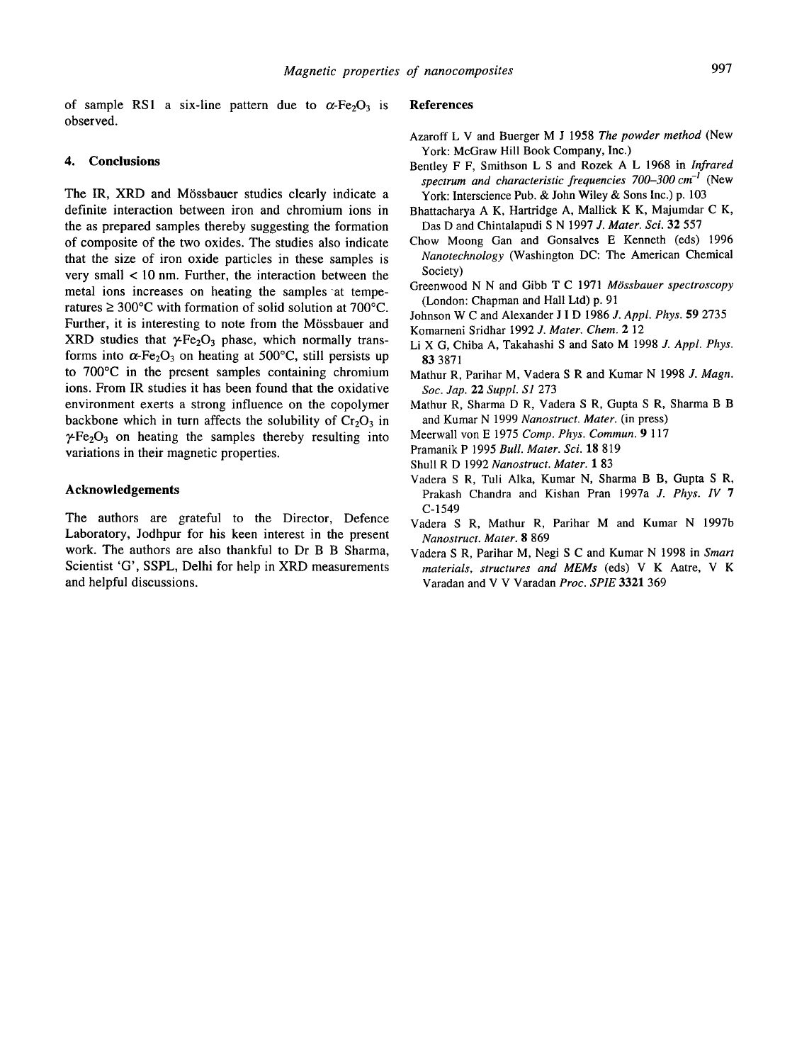of sample RS1 a six-line pattern due to $\alpha$-$Fe_2O_3$ is observed.

## 4. Conclusions

The IR, XRD and Mössbauer studies clearly indicate a definite interaction between iron and chromium ions in the as prepared samples thereby suggesting the formation of composite of the two oxides. The studies also indicate that the size of iron oxide particles in these samples is very small < 10 nm. Further, the interaction between the metal ions increases on heating the samples at temperatures ≥ 300°C with formation of solid solution at 700°C. Further, it is interesting to note from the Mössbauer and XRD studies that $\gamma$-$Fe_2O_3$ phase, which normally transforms into $\alpha$-$Fe_2O_3$ on heating at 500°C, still persists up to 700°C in the present samples containing chromium ions. From IR studies it has been found that the oxidative environment exerts a strong influence on the copolymer backbone which in turn affects the solubility of $Cr_2O_3$ in $\gamma$-$Fe_2O_3$ on heating the samples thereby resulting into variations in their magnetic properties.

## Acknowledgements

The authors are grateful to the Director, Defence Laboratory, Jodhpur for his keen interest in the present work. The authors are also thankful to Dr B B Sharma, Scientist 'G', SSPL, Delhi for help in XRD measurements and helpful discussions.

## References

Azaroff L V and Buerger M J 1958 *The powder method* (New York: McGraw Hill Book Company, Inc.)

Bentley F F, Smithson L S and Rozek A L 1968 in *Infrared spectrum and characteristic frequencies 700–300 $cm^{-1}$* (New York: Interscience Pub. & John Wiley & Sons Inc.) p. 103

Bhattacharya A K, Hartridge A, Mallick K K, Majumdar C K, Das D and Chintalapudi S N 1997 *J. Mater. Sci.* **32** 557

Chow Moong Gan and Gonsalves E Kenneth (eds) 1996 *Nanotechnology* (Washington DC: The American Chemical Society)

Greenwood N N and Gibb T C 1971 *Mössbauer spectroscopy* (London: Chapman and Hall Ltd) p. 91

Johnson W C and Alexander J I D 1986 *J. Appl. Phys.* **59** 2735

Komarneni Sridhar 1992 *J. Mater. Chem.* **2** 12

Li X G, Chiba A, Takahashi S and Sato M 1998 *J. Appl. Phys.* **83** 3871

Mathur R, Parihar M, Vadera S R and Kumar N 1998 *J. Magn. Soc. Jap.* **22** *Suppl. S1* 273

Mathur R, Sharma D R, Vadera S R, Gupta S R, Sharma B B and Kumar N 1999 *Nanostruct. Mater.* (in press)

Meerwall von E 1975 *Comp. Phys. Commun.* **9** 117

Pramanik P 1995 *Bull. Mater. Sci.* **18** 819

Shull R D 1992 *Nanostruct. Mater.* **1** 83

Vadera S R, Tuli Alka, Kumar N, Sharma B B, Gupta S R, Prakash Chandra and Kishan Pran 1997a *J. Phys. IV* **7** C-1549

Vadera S R, Mathur R, Parihar M and Kumar N 1997b *Nanostruct. Mater.* **8** 869

Vadera S R, Parihar M, Negi S C and Kumar N 1998 in *Smart materials, structures and MEMs* (eds) V K Aatre, V K Varadan and V V Varadan *Proc. SPIE* **3321** 369